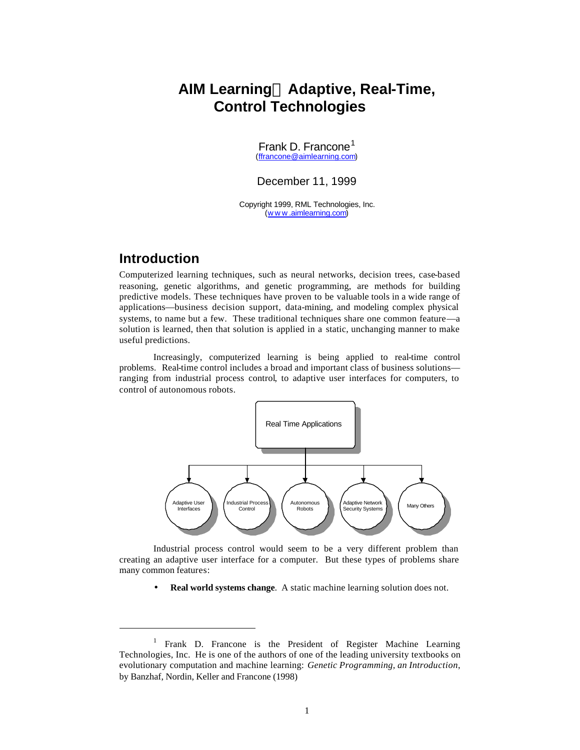# AIM Learning Adaptive, Real-Time, Control Technologies

Frank D. Francone[1]
(ffrancone@aimlearning.com)

December 11, 1999

Copyright 1999, RML Technologies, Inc.
(www.aimlearning.com)

## Introduction

Computerized learning techniques, such as neural networks, decision trees, case-based reasoning, genetic algorithms, and genetic programming, are methods for building predictive models. These techniques have proven to be valuable tools in a wide range of applications—business decision support, data-mining, and modeling complex physical systems, to name but a few. These traditional techniques share one common feature—a solution is learned, then that solution is applied in a static, unchanging manner to make useful predictions.

Increasingly, computerized learning is being applied to real-time control problems. Real-time control includes a broad and important class of business solutions—ranging from industrial process control, to adaptive user interfaces for computers, to control of autonomous robots.

Real Time Applications

Adaptive User Interfaces | Industrial Process Control | Autonomous Robots | Adaptive Network Security Systems | Many Others

Industrial process control would seem to be a very different problem than creating an adaptive user interface for a computer. But these types of problems share many common features:

- **Real world systems change**. A static machine learning solution does not.

---

[1] Frank D. Francone is the President of Register Machine Learning Technologies, Inc. He is one of the authors of one of the leading university textbooks on evolutionary computation and machine learning: *Genetic Programming, an Introduction*, by Banzhaf, Nordin, Keller and Francone (1998)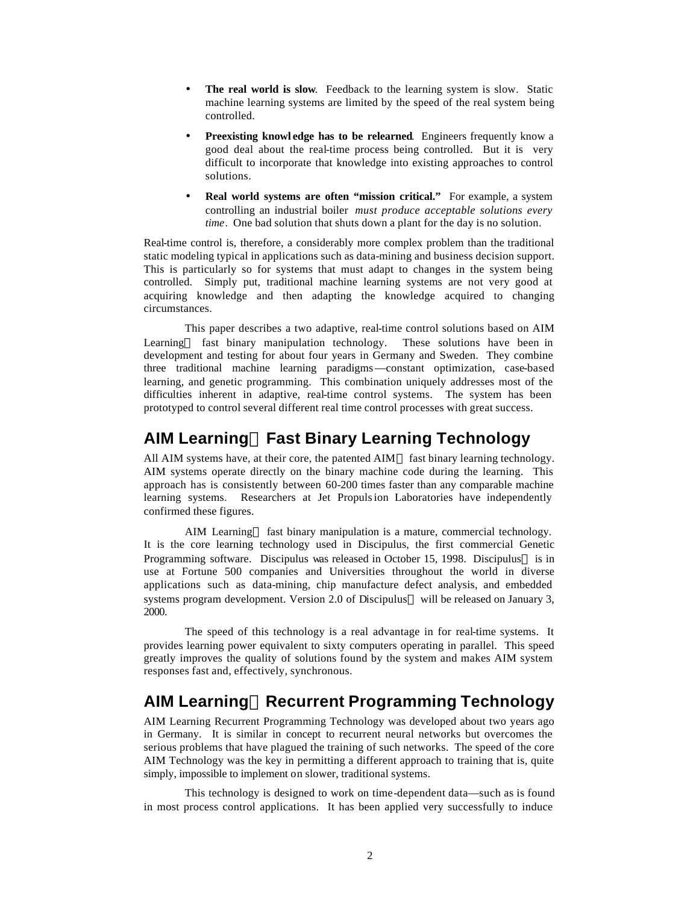- **The real world is slow**. Feedback to the learning system is slow. Static machine learning systems are limited by the speed of the real system being controlled.

- **Preexisting knowledge has to be relearned**. Engineers frequently know a good deal about the real-time process being controlled. But it is very difficult to incorporate that knowledge into existing approaches to control solutions.

- **Real world systems are often "mission critical."** For example, a system controlling an industrial boiler *must produce acceptable solutions every time*. One bad solution that shuts down a plant for the day is no solution.

Real-time control is, therefore, a considerably more complex problem than the traditional static modeling typical in applications such as data-mining and business decision support. This is particularly so for systems that must adapt to changes in the system being controlled. Simply put, traditional machine learning systems are not very good at acquiring knowledge and then adapting the knowledge acquired to changing circumstances.

This paper describes a two adaptive, real-time control solutions based on AIM Learning fast binary manipulation technology. These solutions have been in development and testing for about four years in Germany and Sweden. They combine three traditional machine learning paradigms—constant optimization, case-based learning, and genetic programming. This combination uniquely addresses most of the difficulties inherent in adaptive, real-time control systems. The system has been prototyped to control several different real time control processes with great success.

## AIM Learning Fast Binary Learning Technology

All AIM systems have, at their core, the patented AIM fast binary learning technology. AIM systems operate directly on the binary machine code during the learning. This approach has is consistently between 60-200 times faster than any comparable machine learning systems. Researchers at Jet Propulsion Laboratories have independently confirmed these figures.

AIM Learning fast binary manipulation is a mature, commercial technology. It is the core learning technology used in Discipulus, the first commercial Genetic Programming software. Discipulus was released in October 15, 1998. Discipulus is in use at Fortune 500 companies and Universities throughout the world in diverse applications such as data-mining, chip manufacture defect analysis, and embedded systems program development. Version 2.0 of Discipulus will be released on January 3, 2000.

The speed of this technology is a real advantage in for real-time systems. It provides learning power equivalent to sixty computers operating in parallel. This speed greatly improves the quality of solutions found by the system and makes AIM system responses fast and, effectively, synchronous.

## AIM Learning Recurrent Programming Technology

AIM Learning Recurrent Programming Technology was developed about two years ago in Germany. It is similar in concept to recurrent neural networks but overcomes the serious problems that have plagued the training of such networks. The speed of the core AIM Technology was the key in permitting a different approach to training that is, quite simply, impossible to implement on slower, traditional systems.

This technology is designed to work on time-dependent data—such as is found in most process control applications. It has been applied very successfully to induce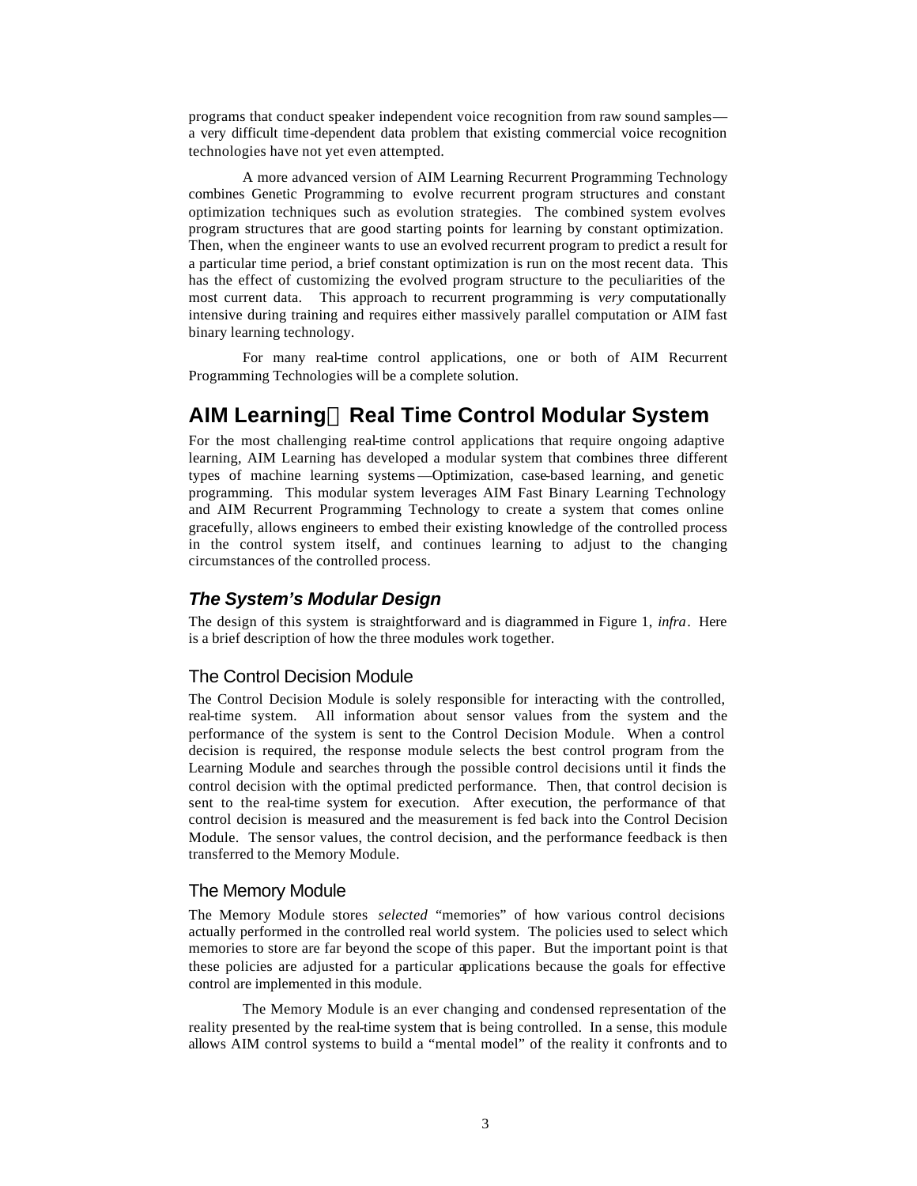programs that conduct speaker independent voice recognition from raw sound samples—a very difficult time-dependent data problem that existing commercial voice recognition technologies have not yet even attempted.

A more advanced version of AIM Learning Recurrent Programming Technology combines Genetic Programming to evolve recurrent program structures and constant optimization techniques such as evolution strategies. The combined system evolves program structures that are good starting points for learning by constant optimization. Then, when the engineer wants to use an evolved recurrent program to predict a result for a particular time period, a brief constant optimization is run on the most recent data. This has the effect of customizing the evolved program structure to the peculiarities of the most current data. This approach to recurrent programming is *very* computationally intensive during training and requires either massively parallel computation or AIM fast binary learning technology.

For many real-time control applications, one or both of AIM Recurrent Programming Technologies will be a complete solution.

## AIM Learning Real Time Control Modular System

For the most challenging real-time control applications that require ongoing adaptive learning, AIM Learning has developed a modular system that combines three different types of machine learning systems—Optimization, case-based learning, and genetic programming. This modular system leverages AIM Fast Binary Learning Technology and AIM Recurrent Programming Technology to create a system that comes online gracefully, allows engineers to embed their existing knowledge of the controlled process in the control system itself, and continues learning to adjust to the changing circumstances of the controlled process.

### *The System's Modular Design*

The design of this system is straightforward and is diagrammed in Figure 1, *infra*. Here is a brief description of how the three modules work together.

#### The Control Decision Module

The Control Decision Module is solely responsible for interacting with the controlled, real-time system. All information about sensor values from the system and the performance of the system is sent to the Control Decision Module. When a control decision is required, the response module selects the best control program from the Learning Module and searches through the possible control decisions until it finds the control decision with the optimal predicted performance. Then, that control decision is sent to the real-time system for execution. After execution, the performance of that control decision is measured and the measurement is fed back into the Control Decision Module. The sensor values, the control decision, and the performance feedback is then transferred to the Memory Module.

#### The Memory Module

The Memory Module stores *selected* "memories" of how various control decisions actually performed in the controlled real world system. The policies used to select which memories to store are far beyond the scope of this paper. But the important point is that these policies are adjusted for a particular applications because the goals for effective control are implemented in this module.

The Memory Module is an ever changing and condensed representation of the reality presented by the real-time system that is being controlled. In a sense, this module allows AIM control systems to build a "mental model" of the reality it confronts and to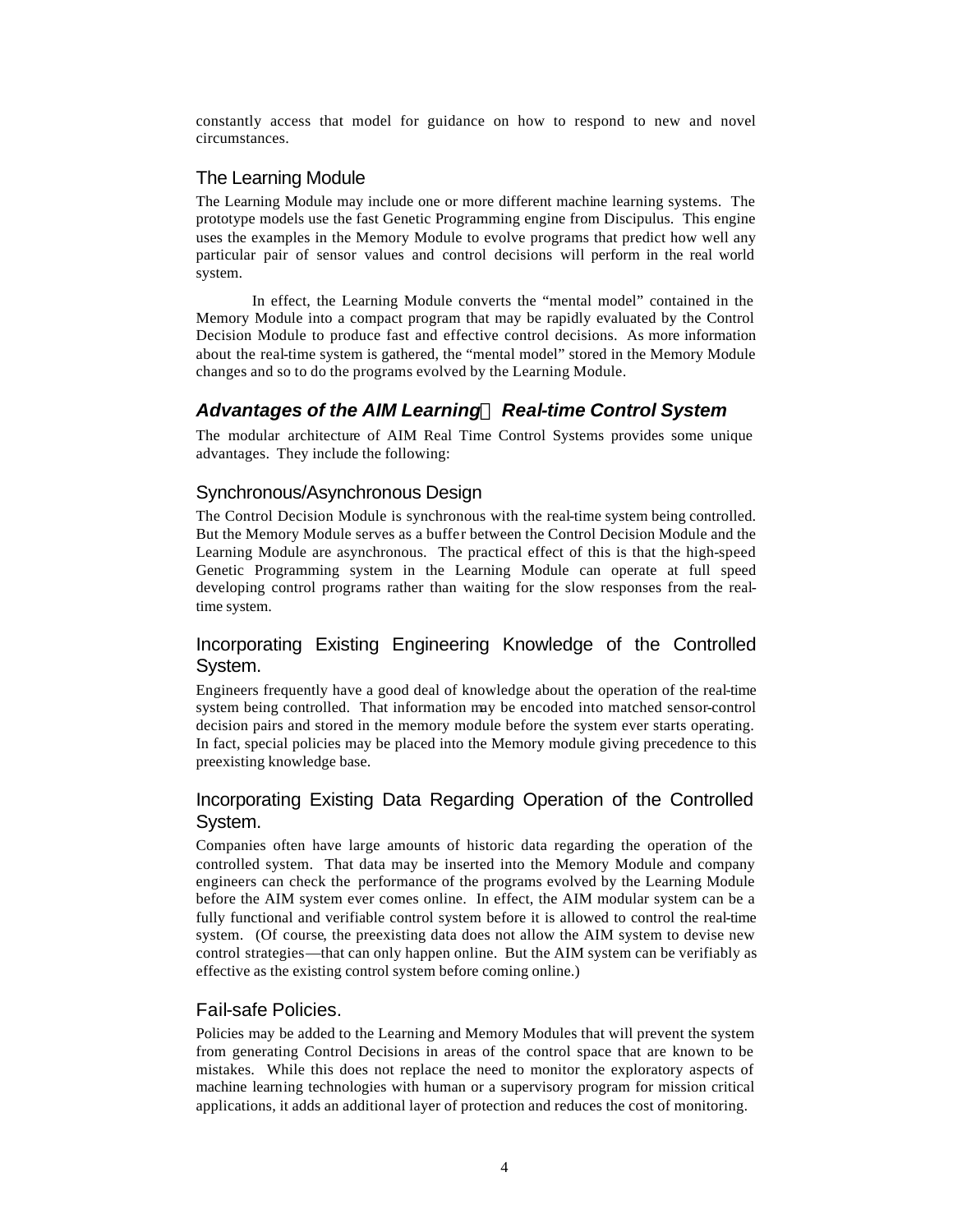constantly access that model for guidance on how to respond to new and novel circumstances.

### The Learning Module

The Learning Module may include one or more different machine learning systems. The prototype models use the fast Genetic Programming engine from Discipulus. This engine uses the examples in the Memory Module to evolve programs that predict how well any particular pair of sensor values and control decisions will perform in the real world system.

In effect, the Learning Module converts the "mental model" contained in the Memory Module into a compact program that may be rapidly evaluated by the Control Decision Module to produce fast and effective control decisions. As more information about the real-time system is gathered, the "mental model" stored in the Memory Module changes and so to do the programs evolved by the Learning Module.

## *Advantages of the AIM Learning™ Real-time Control System*

The modular architecture of AIM Real Time Control Systems provides some unique advantages. They include the following:

### Synchronous/Asynchronous Design

The Control Decision Module is synchronous with the real-time system being controlled. But the Memory Module serves as a buffer between the Control Decision Module and the Learning Module are asynchronous. The practical effect of this is that the high-speed Genetic Programming system in the Learning Module can operate at full speed developing control programs rather than waiting for the slow responses from the real-time system.

### Incorporating Existing Engineering Knowledge of the Controlled System.

Engineers frequently have a good deal of knowledge about the operation of the real-time system being controlled. That information may be encoded into matched sensor-control decision pairs and stored in the memory module before the system ever starts operating. In fact, special policies may be placed into the Memory module giving precedence to this preexisting knowledge base.

### Incorporating Existing Data Regarding Operation of the Controlled System.

Companies often have large amounts of historic data regarding the operation of the controlled system. That data may be inserted into the Memory Module and company engineers can check the performance of the programs evolved by the Learning Module before the AIM system ever comes online. In effect, the AIM modular system can be a fully functional and verifiable control system before it is allowed to control the real-time system. (Of course, the preexisting data does not allow the AIM system to devise new control strategies—that can only happen online. But the AIM system can be verifiably as effective as the existing control system before coming online.)

### Fail-safe Policies.

Policies may be added to the Learning and Memory Modules that will prevent the system from generating Control Decisions in areas of the control space that are known to be mistakes. While this does not replace the need to monitor the exploratory aspects of machine learning technologies with human or a supervisory program for mission critical applications, it adds an additional layer of protection and reduces the cost of monitoring.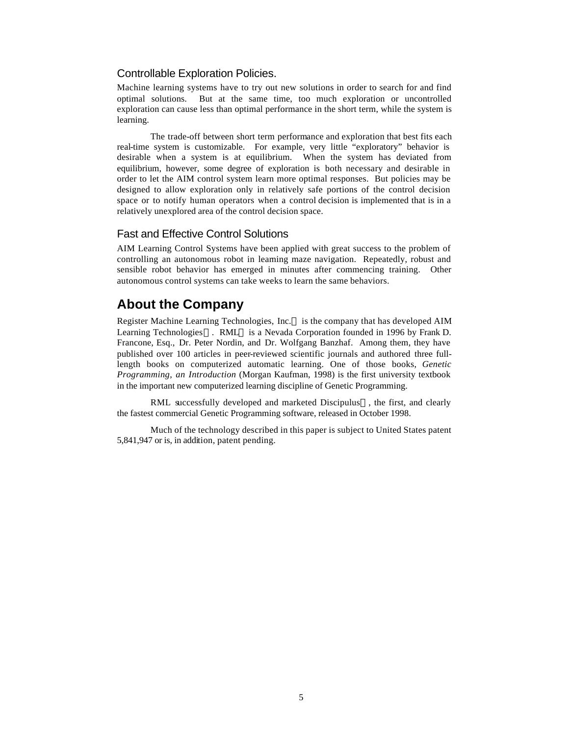### Controllable Exploration Policies.

Machine learning systems have to try out new solutions in order to search for and find optimal solutions. But at the same time, too much exploration or uncontrolled exploration can cause less than optimal performance in the short term, while the system is learning.

The trade-off between short term performance and exploration that best fits each real-time system is customizable. For example, very little "exploratory" behavior is desirable when a system is at equilibrium. When the system has deviated from equilibrium, however, some degree of exploration is both necessary and desirable in order to let the AIM control system learn more optimal responses. But policies may be designed to allow exploration only in relatively safe portions of the control decision space or to notify human operators when a control decision is implemented that is in a relatively unexplored area of the control decision space.

### Fast and Effective Control Solutions

AIM Learning Control Systems have been applied with great success to the problem of controlling an autonomous robot in learning maze navigation. Repeatedly, robust and sensible robot behavior has emerged in minutes after commencing training. Other autonomous control systems can take weeks to learn the same behaviors.

## About the Company

Register Machine Learning Technologies, Inc.™ is the company that has developed AIM Learning Technologies™. RML™ is a Nevada Corporation founded in 1996 by Frank D. Francone, Esq., Dr. Peter Nordin, and Dr. Wolfgang Banzhaf. Among them, they have published over 100 articles in peer-reviewed scientific journals and authored three full-length books on computerized automatic learning. One of those books, *Genetic Programming, an Introduction* (Morgan Kaufman, 1998) is the first university textbook in the important new computerized learning discipline of Genetic Programming.

RML successfully developed and marketed Discipulus™, the first, and clearly the fastest commercial Genetic Programming software, released in October 1998.

Much of the technology described in this paper is subject to United States patent 5,841,947 or is, in addition, patent pending.